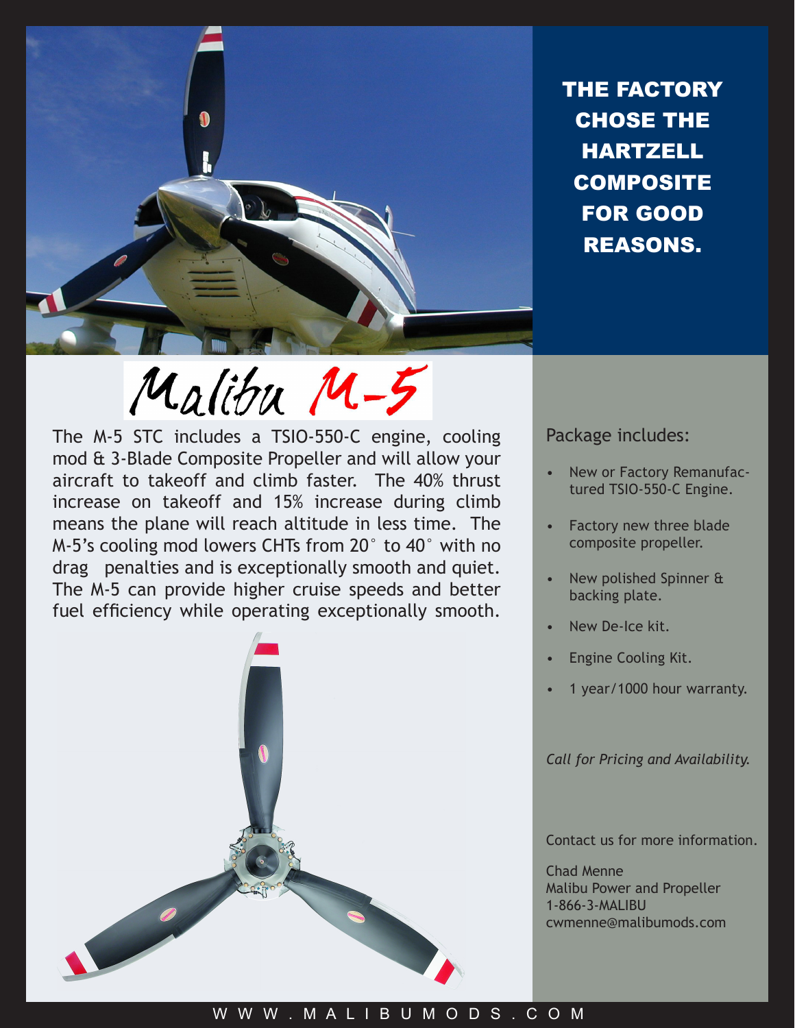# THE FACTORY CHOSE THE HARTZELL COMPOSITE FOR GOOD REASONS.

## Malibu M-5

The M-5 STC includes a TSIO-550-C engine, cooling mod & 3-Blade Composite Propeller and will allow your aircraft to takeoff and climb faster. The 40% thrust increase on takeoff and 15% increase during climb means the plane will reach altitude in less time. The M-5's cooling mod lowers CHTs from 20° to 40° with no drag penalties and is exceptionally smooth and quiet. The M-5 can provide higher cruise speeds and better fuel efficiency while operating exceptionally smooth.

Package includes:

- New or Factory Remanufactured TSIO-550-C Engine.
- Factory new three blade composite propeller.
- New polished Spinner & backing plate.
- New De-Ice kit.
- Engine Cooling Kit.
- 1 year/1000 hour warranty.

*Call for Pricing and Availability.*

Contact us for more information.

Chad Menne
Malibu Power and Propeller
1-866-3-MALIBU
cwmenne@malibumods.com

WWW.MALIBUMODS.COM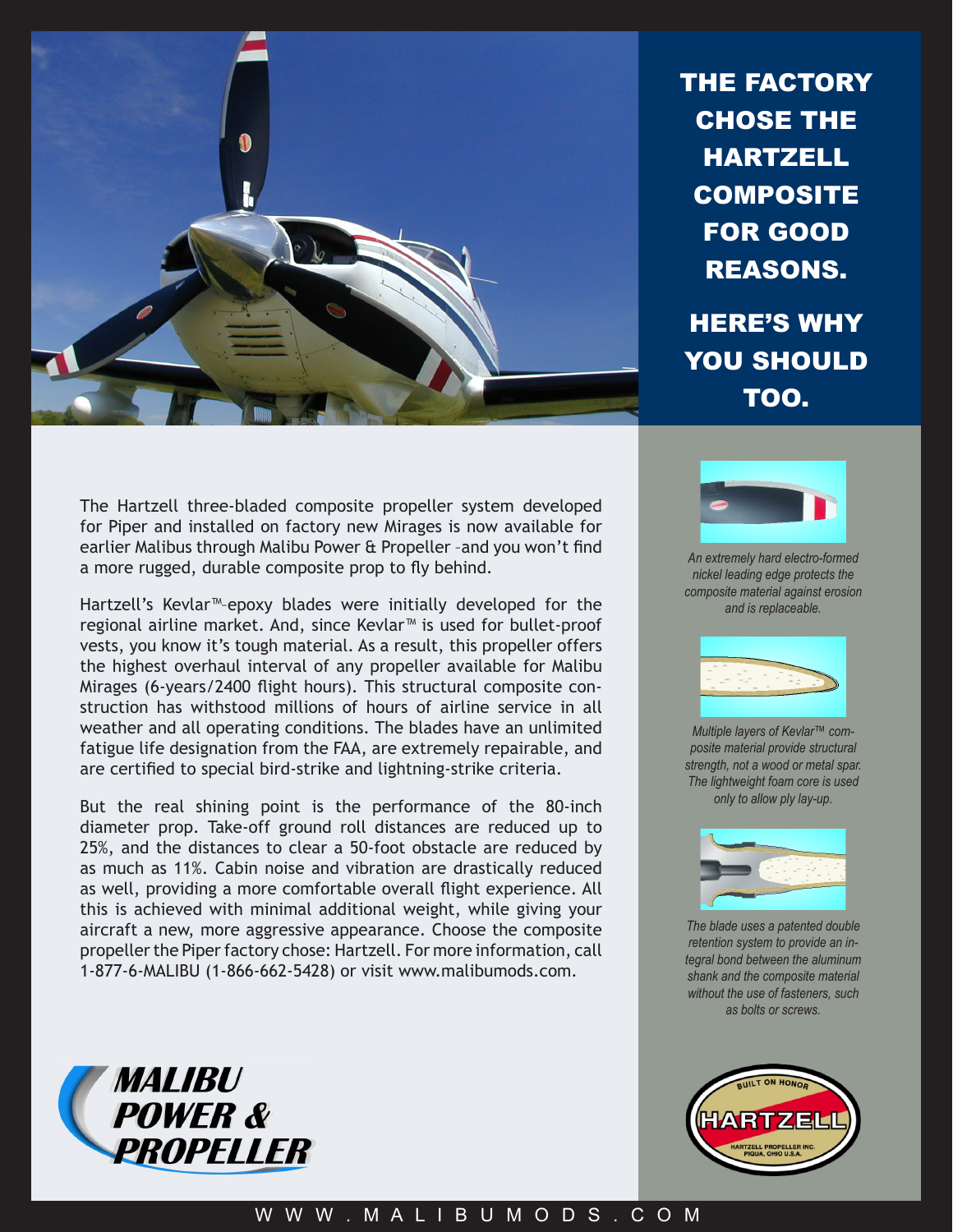# THE FACTORY CHOSE THE HARTZELL COMPOSITE FOR GOOD REASONS.

## HERE'S WHY YOU SHOULD TOO.

The Hartzell three-bladed composite propeller system developed for Piper and installed on factory new Mirages is now available for earlier Malibus through Malibu Power & Propeller –and you won't find a more rugged, durable composite prop to fly behind.

Hartzell's Kevlar™-epoxy blades were initially developed for the regional airline market. And, since Kevlar™ is used for bullet-proof vests, you know it's tough material. As a result, this propeller offers the highest overhaul interval of any propeller available for Malibu Mirages (6-years/2400 flight hours). This structural composite construction has withstood millions of hours of airline service in all weather and all operating conditions. The blades have an unlimited fatigue life designation from the FAA, are extremely repairable, and are certified to special bird-strike and lightning-strike criteria.

But the real shining point is the performance of the 80-inch diameter prop. Take-off ground roll distances are reduced up to 25%, and the distances to clear a 50-foot obstacle are reduced by as much as 11%. Cabin noise and vibration are drastically reduced as well, providing a more comfortable overall flight experience. All this is achieved with minimal additional weight, while giving your aircraft a new, more aggressive appearance. Choose the composite propeller the Piper factory chose: Hartzell. For more information, call 1-877-6-MALIBU (1-866-662-5428) or visit www.malibumods.com.

*An extremely hard electro-formed nickel leading edge protects the composite material against erosion and is replaceable.*

*Multiple layers of Kevlar™ composite material provide structural strength, not a wood or metal spar. The lightweight foam core is used only to allow ply lay-up.*

*The blade uses a patented double retention system to provide an integral bond between the aluminum shank and the composite material without the use of fasteners, such as bolts or screws.*

MALIBU POWER & PROPELLER

BUILT ON HONOR
HARTZELL
HARTZELL PROPELLER INC.
PIQUA, OHIO U.S.A.

WWW.MALIBUMODS.COM